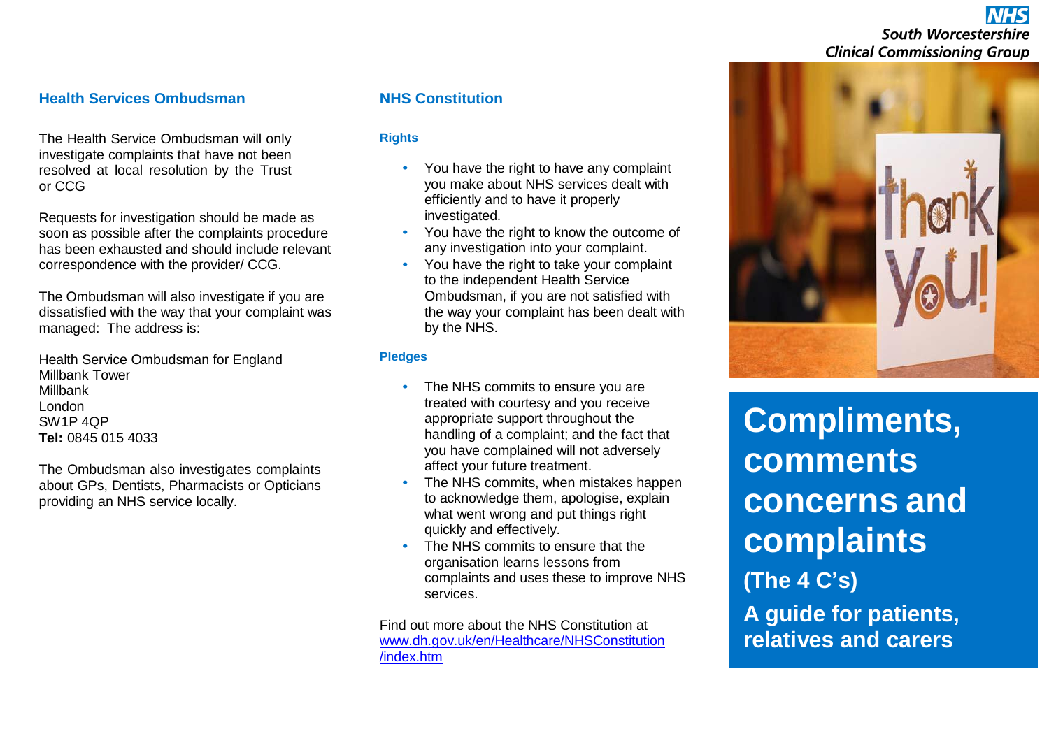## Health Services Ombudsman

The Health Service Ombudsman will only investigate complaints that have not been resolved at local resolution by the Trust or CCG

Requests for investigation should be made as soon as possible after the complaints procedure has been exhausted and should include relevant correspondence with the provider/ CCG.

The Ombudsman will also investigate if you are dissatisfied with the way that your complaint was managed: The address is:

Health Service Ombudsman for England
Millbank Tower
Millbank
London
SW1P 4QP
**Tel:** 0845 015 4033

The Ombudsman also investigates complaints about GPs, Dentists, Pharmacists or Opticians providing an NHS service locally.

## NHS Constitution

### Rights

- You have the right to have any complaint you make about NHS services dealt with efficiently and to have it properly investigated.
- You have the right to know the outcome of any investigation into your complaint.
- You have the right to take your complaint to the independent Health Service Ombudsman, if you are not satisfied with the way your complaint has been dealt with by the NHS.

### Pledges

- The NHS commits to ensure you are treated with courtesy and you receive appropriate support throughout the handling of a complaint; and the fact that you have complained will not adversely affect your future treatment.
- The NHS commits, when mistakes happen to acknowledge them, apologise, explain what went wrong and put things right quickly and effectively.
- The NHS commits to ensure that the organisation learns lessons from complaints and uses these to improve NHS services.

Find out more about the NHS Constitution at www.dh.gov.uk/en/Healthcare/NHSConstitution/index.htm

**NHS**
**South Worcestershire Clinical Commissioning Group**

# Compliments, comments concerns and complaints

## (The 4 C's)

## A guide for patients, relatives and carers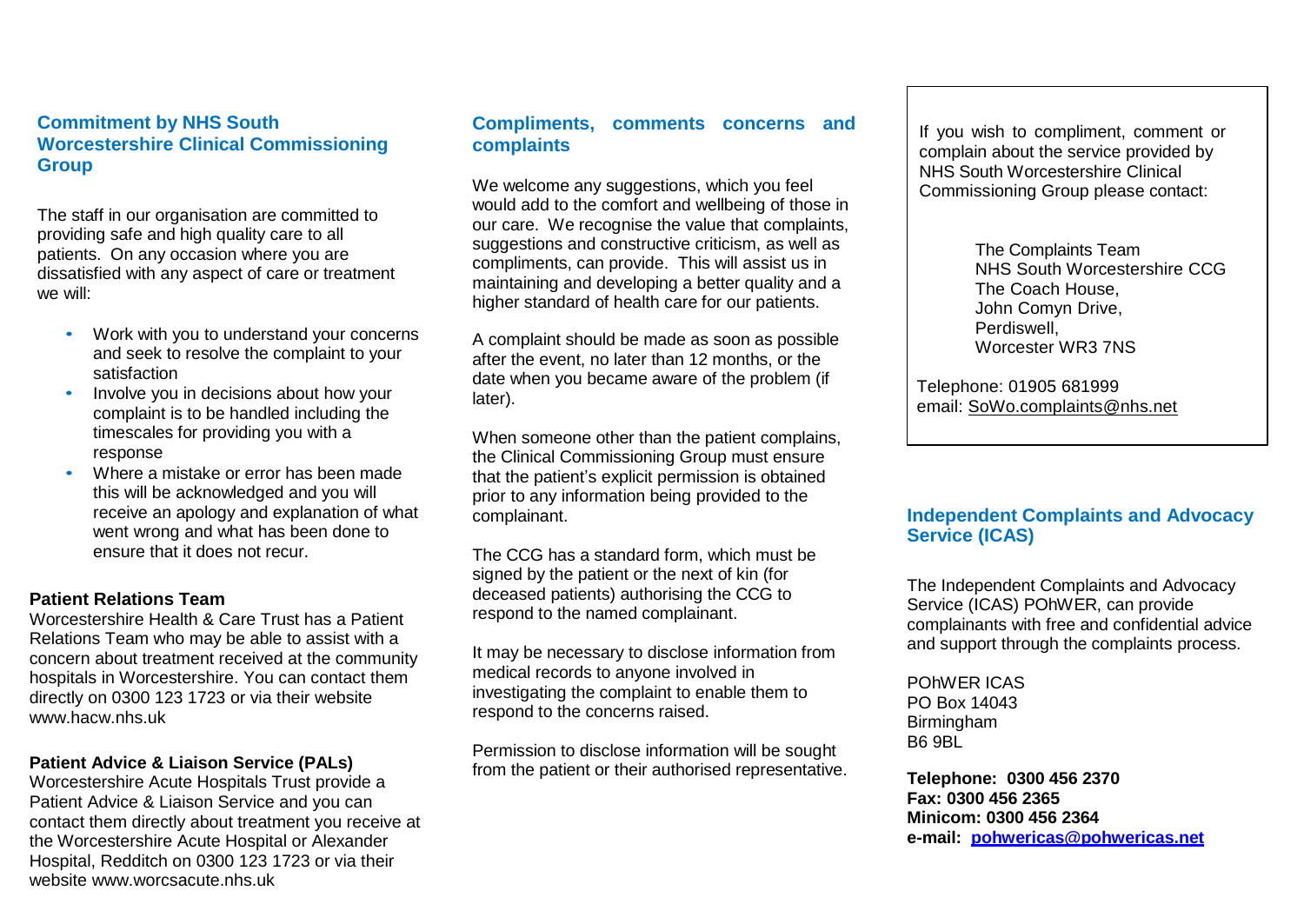## Commitment by NHS South Worcestershire Clinical Commissioning Group

The staff in our organisation are committed to providing safe and high quality care to all patients. On any occasion where you are dissatisfied with any aspect of care or treatment we will:

- Work with you to understand your concerns and seek to resolve the complaint to your satisfaction
- Involve you in decisions about how your complaint is to be handled including the timescales for providing you with a response
- Where a mistake or error has been made this will be acknowledged and you will receive an apology and explanation of what went wrong and what has been done to ensure that it does not recur.

**Patient Relations Team**

Worcestershire Health & Care Trust has a Patient Relations Team who may be able to assist with a concern about treatment received at the community hospitals in Worcestershire. You can contact them directly on 0300 123 1723 or via their website www.hacw.nhs.uk

**Patient Advice & Liaison Service (PALs)**

Worcestershire Acute Hospitals Trust provide a Patient Advice & Liaison Service and you can contact them directly about treatment you receive at the Worcestershire Acute Hospital or Alexander Hospital, Redditch on 0300 123 1723 or via their website www.worcsacute.nhs.uk

## Compliments, comments concerns and complaints

We welcome any suggestions, which you feel would add to the comfort and wellbeing of those in our care. We recognise the value that complaints, suggestions and constructive criticism, as well as compliments, can provide. This will assist us in maintaining and developing a better quality and a higher standard of health care for our patients.

A complaint should be made as soon as possible after the event, no later than 12 months, or the date when you became aware of the problem (if later).

When someone other than the patient complains, the Clinical Commissioning Group must ensure that the patient's explicit permission is obtained prior to any information being provided to the complainant.

The CCG has a standard form, which must be signed by the patient or the next of kin (for deceased patients) authorising the CCG to respond to the named complainant.

It may be necessary to disclose information from medical records to anyone involved in investigating the complaint to enable them to respond to the concerns raised.

Permission to disclose information will be sought from the patient or their authorised representative.

If you wish to compliment, comment or complain about the service provided by NHS South Worcestershire Clinical Commissioning Group please contact:

The Complaints Team
NHS South Worcestershire CCG
The Coach House,
John Comyn Drive,
Perdiswell,
Worcester WR3 7NS

Telephone: 01905 681999
email: SoWo.complaints@nhs.net

## Independent Complaints and Advocacy Service (ICAS)

The Independent Complaints and Advocacy Service (ICAS) POhWER, can provide complainants with free and confidential advice and support through the complaints process.

POhWER ICAS
PO Box 14043
Birmingham
B6 9BL

**Telephone: 0300 456 2370**
**Fax: 0300 456 2365**
**Minicom: 0300 456 2364**
**e-mail: pohwericas@pohwericas.net**